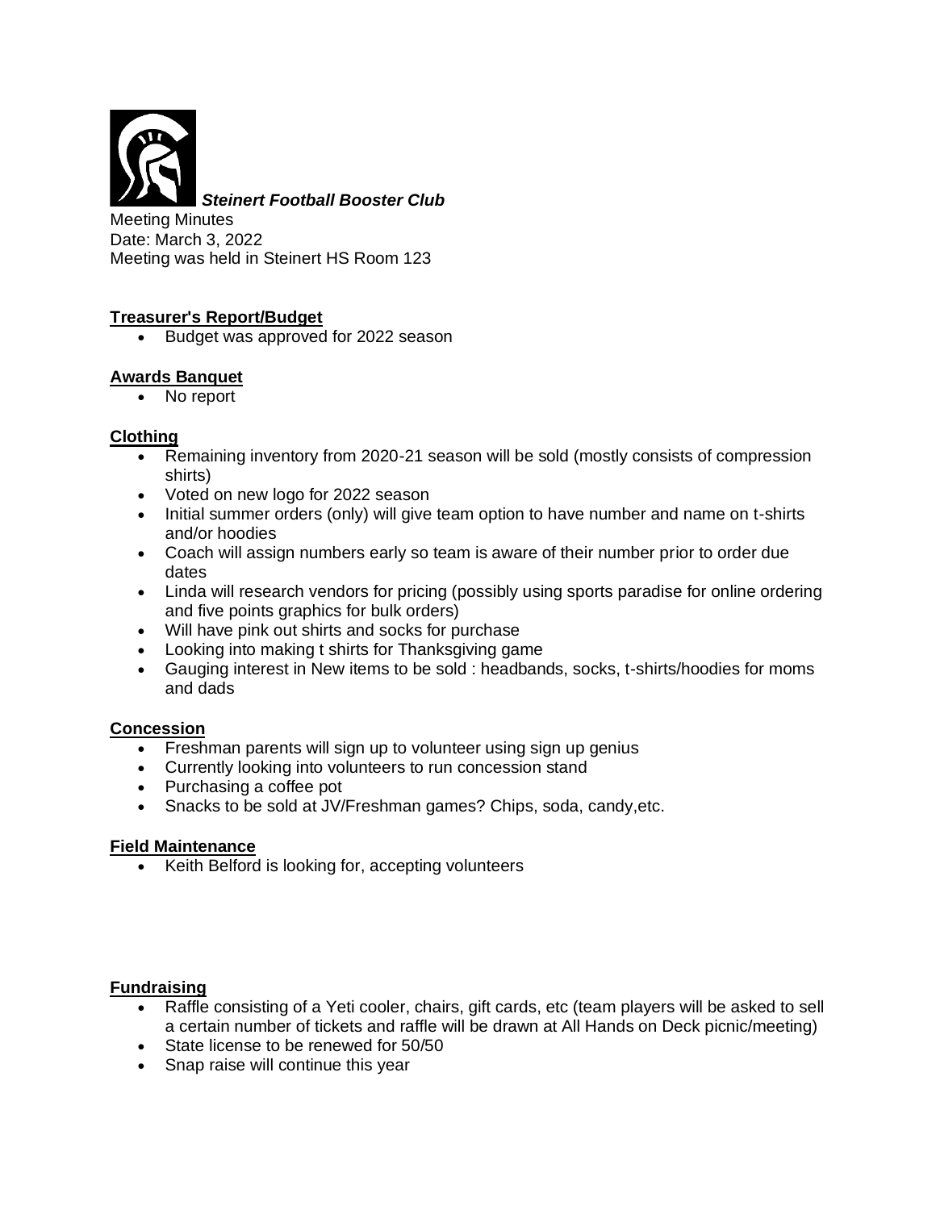***Steinert Football Booster Club***

Meeting Minutes
Date: March 3, 2022
Meeting was held in Steinert HS Room 123

**Treasurer's Report/Budget**

- Budget was approved for 2022 season

**Awards Banquet**

- No report

**Clothing**

- Remaining inventory from 2020-21 season will be sold (mostly consists of compression shirts)
- Voted on new logo for 2022 season
- Initial summer orders (only) will give team option to have number and name on t-shirts and/or hoodies
- Coach will assign numbers early so team is aware of their number prior to order due dates
- Linda will research vendors for pricing (possibly using sports paradise for online ordering and five points graphics for bulk orders)
- Will have pink out shirts and socks for purchase
- Looking into making t shirts for Thanksgiving game
- Gauging interest in New items to be sold : headbands, socks, t-shirts/hoodies for moms and dads

**Concession**

- Freshman parents will sign up to volunteer using sign up genius
- Currently looking into volunteers to run concession stand
- Purchasing a coffee pot
- Snacks to be sold at JV/Freshman games? Chips, soda, candy,etc.

**Field Maintenance**

- Keith Belford is looking for, accepting volunteers

**Fundraising**

- Raffle consisting of a Yeti cooler, chairs, gift cards, etc (team players will be asked to sell a certain number of tickets and raffle will be drawn at All Hands on Deck picnic/meeting)
- State license to be renewed for 50/50
- Snap raise will continue this year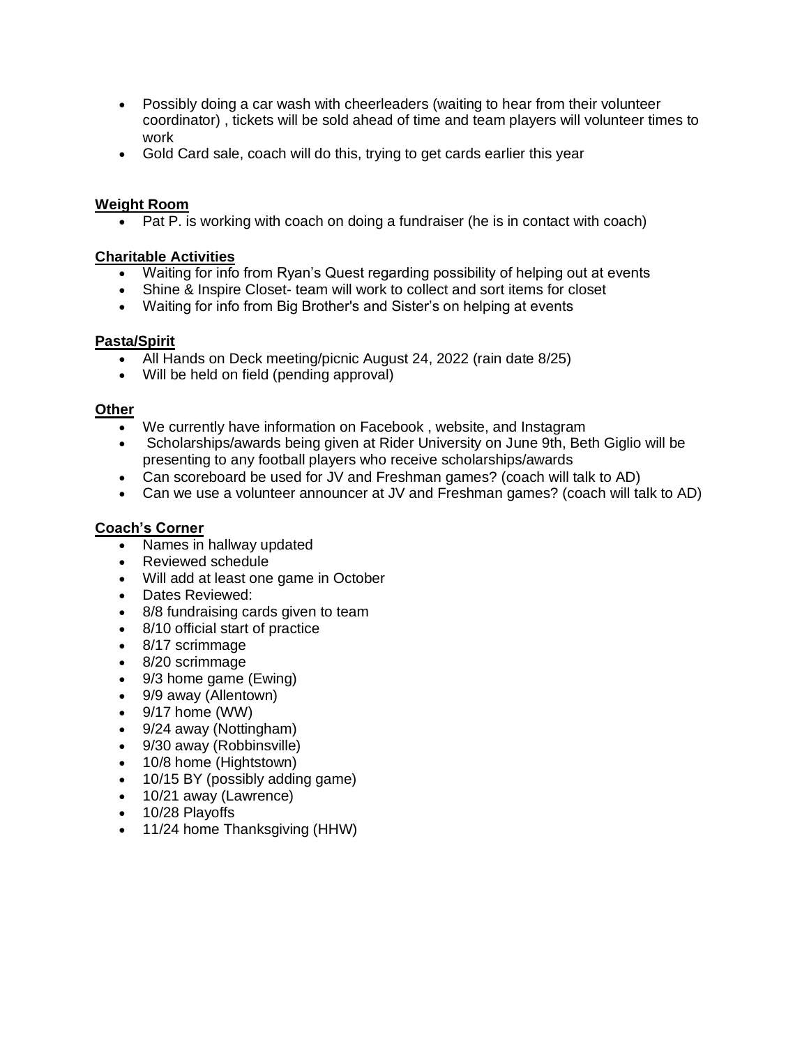- Possibly doing a car wash with cheerleaders (waiting to hear from their volunteer coordinator) , tickets will be sold ahead of time and team players will volunteer times to work
- Gold Card sale, coach will do this, trying to get cards earlier this year

**Weight Room**

- Pat P. is working with coach on doing a fundraiser (he is in contact with coach)

**Charitable Activities**

- Waiting for info from Ryan's Quest regarding possibility of helping out at events
- Shine & Inspire Closet- team will work to collect and sort items for closet
- Waiting for info from Big Brother's and Sister's on helping at events

**Pasta/Spirit**

- All Hands on Deck meeting/picnic August 24, 2022 (rain date 8/25)
- Will be held on field (pending approval)

**Other**

- We currently have information on Facebook , website, and Instagram
- Scholarships/awards being given at Rider University on June 9th, Beth Giglio will be presenting to any football players who receive scholarships/awards
- Can scoreboard be used for JV and Freshman games? (coach will talk to AD)
- Can we use a volunteer announcer at JV and Freshman games? (coach will talk to AD)

**Coach's Corner**

- Names in hallway updated
- Reviewed schedule
- Will add at least one game in October
- Dates Reviewed:
- 8/8 fundraising cards given to team
- 8/10 official start of practice
- 8/17 scrimmage
- 8/20 scrimmage
- 9/3 home game (Ewing)
- 9/9 away (Allentown)
- 9/17 home (WW)
- 9/24 away (Nottingham)
- 9/30 away (Robbinsville)
- 10/8 home (Hightstown)
- 10/15 BY (possibly adding game)
- 10/21 away (Lawrence)
- 10/28 Playoffs
- 11/24 home Thanksgiving (HHW)